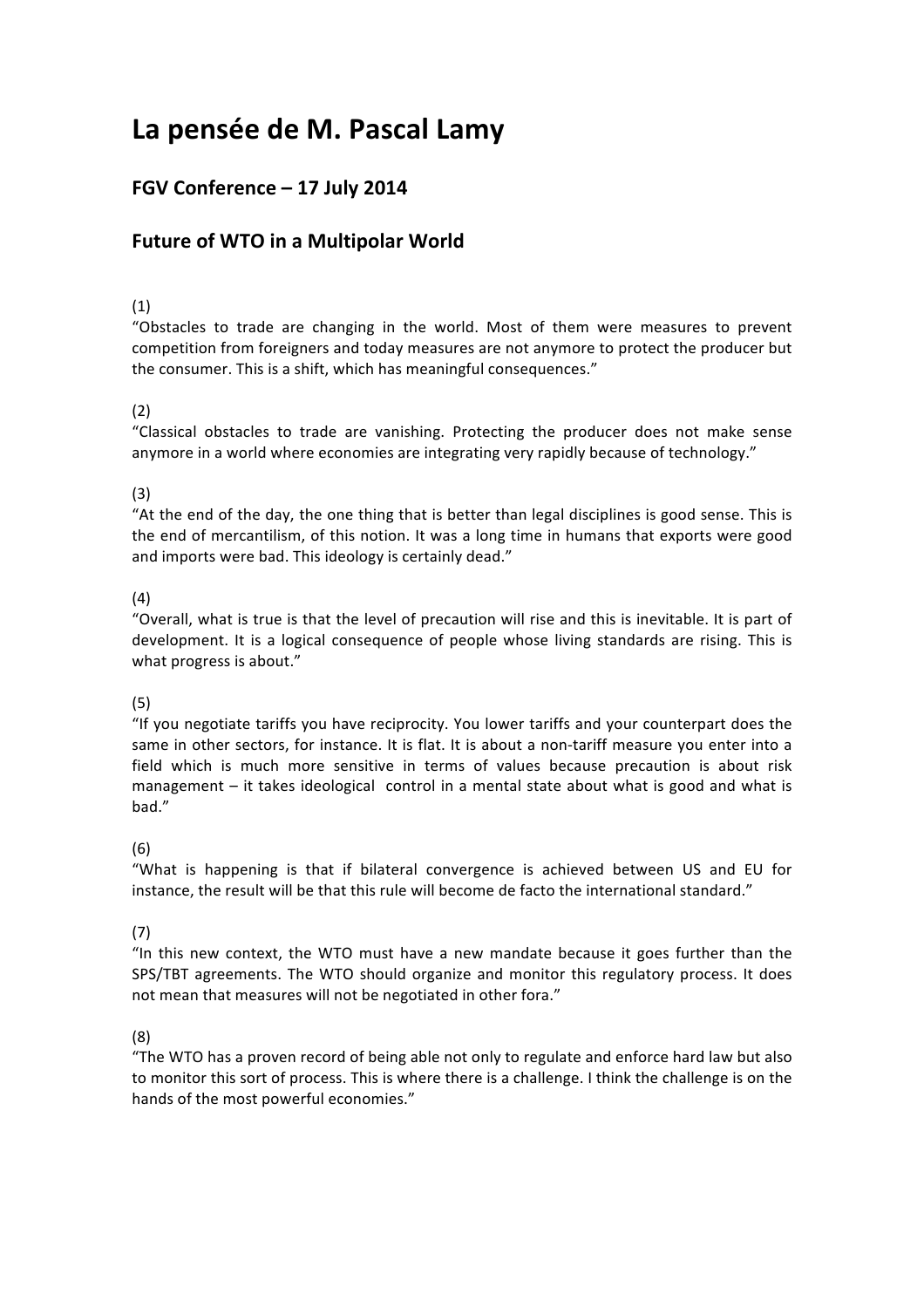# La pensée de M. Pascal Lamy

## FGV Conference – 17 July 2014

## Future of WTO in a Multipolar World

(1)
"Obstacles to trade are changing in the world. Most of them were measures to prevent competition from foreigners and today measures are not anymore to protect the producer but the consumer. This is a shift, which has meaningful consequences."

(2)
"Classical obstacles to trade are vanishing. Protecting the producer does not make sense anymore in a world where economies are integrating very rapidly because of technology."

(3)
"At the end of the day, the one thing that is better than legal disciplines is good sense. This is the end of mercantilism, of this notion. It was a long time in humans that exports were good and imports were bad. This ideology is certainly dead."

(4)
"Overall, what is true is that the level of precaution will rise and this is inevitable. It is part of development. It is a logical consequence of people whose living standards are rising. This is what progress is about."

(5)
"If you negotiate tariffs you have reciprocity. You lower tariffs and your counterpart does the same in other sectors, for instance. It is flat. It is about a non-tariff measure you enter into a field which is much more sensitive in terms of values because precaution is about risk management – it takes ideological control in a mental state about what is good and what is bad."

(6)
"What is happening is that if bilateral convergence is achieved between US and EU for instance, the result will be that this rule will become de facto the international standard."

(7)
"In this new context, the WTO must have a new mandate because it goes further than the SPS/TBT agreements. The WTO should organize and monitor this regulatory process. It does not mean that measures will not be negotiated in other fora."

(8)
"The WTO has a proven record of being able not only to regulate and enforce hard law but also to monitor this sort of process. This is where there is a challenge. I think the challenge is on the hands of the most powerful economies."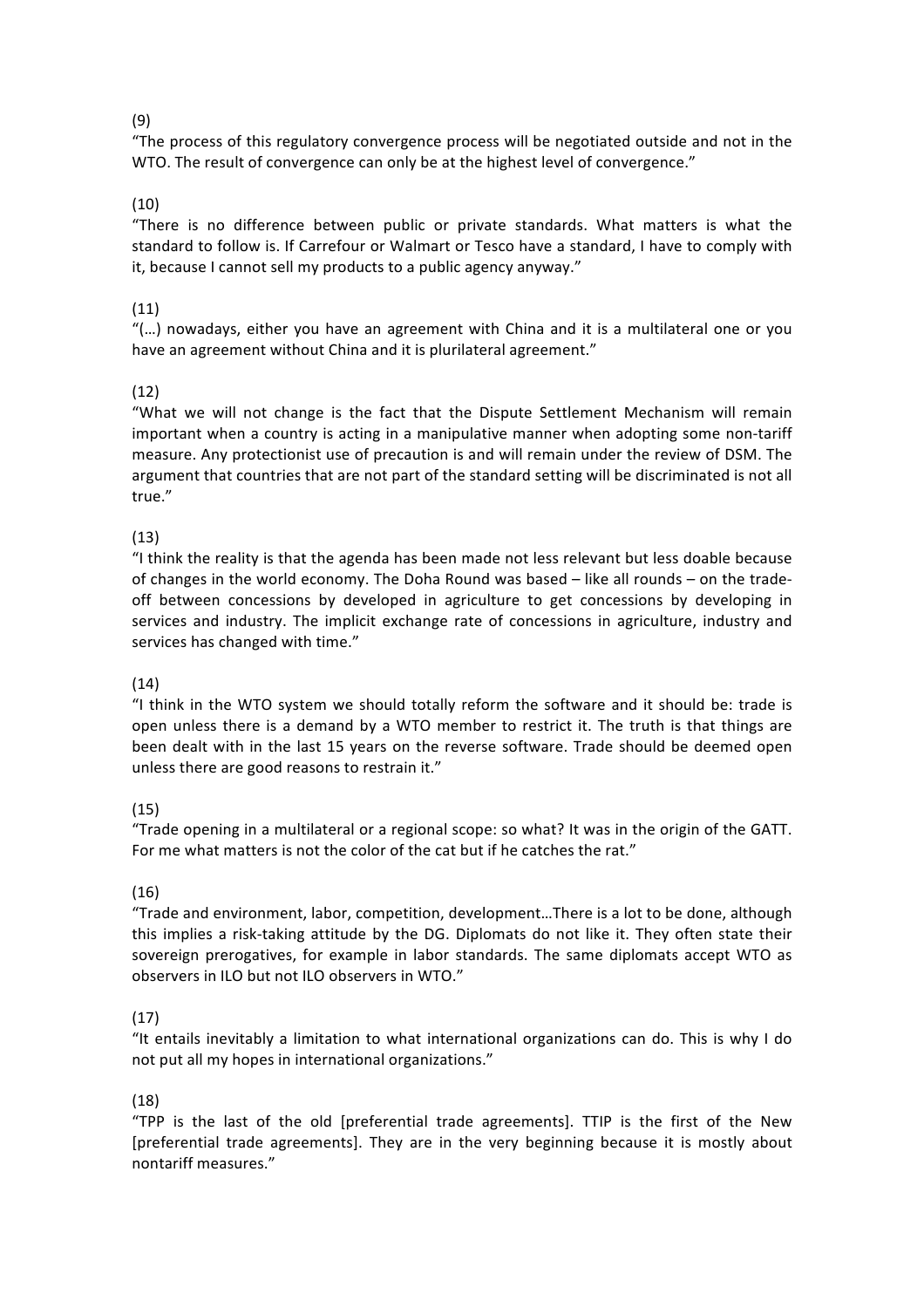(9)

"The process of this regulatory convergence process will be negotiated outside and not in the WTO. The result of convergence can only be at the highest level of convergence."

(10)

"There is no difference between public or private standards. What matters is what the standard to follow is. If Carrefour or Walmart or Tesco have a standard, I have to comply with it, because I cannot sell my products to a public agency anyway."

(11)

"(…) nowadays, either you have an agreement with China and it is a multilateral one or you have an agreement without China and it is plurilateral agreement."

(12)

"What we will not change is the fact that the Dispute Settlement Mechanism will remain important when a country is acting in a manipulative manner when adopting some non-tariff measure. Any protectionist use of precaution is and will remain under the review of DSM. The argument that countries that are not part of the standard setting will be discriminated is not all true."

(13)

"I think the reality is that the agenda has been made not less relevant but less doable because of changes in the world economy. The Doha Round was based – like all rounds – on the trade-off between concessions by developed in agriculture to get concessions by developing in services and industry. The implicit exchange rate of concessions in agriculture, industry and services has changed with time."

(14)

"I think in the WTO system we should totally reform the software and it should be: trade is open unless there is a demand by a WTO member to restrict it. The truth is that things are been dealt with in the last 15 years on the reverse software. Trade should be deemed open unless there are good reasons to restrain it."

(15)

"Trade opening in a multilateral or a regional scope: so what? It was in the origin of the GATT. For me what matters is not the color of the cat but if he catches the rat."

(16)

"Trade and environment, labor, competition, development…There is a lot to be done, although this implies a risk-taking attitude by the DG. Diplomats do not like it. They often state their sovereign prerogatives, for example in labor standards. The same diplomats accept WTO as observers in ILO but not ILO observers in WTO."

(17)

"It entails inevitably a limitation to what international organizations can do. This is why I do not put all my hopes in international organizations."

(18)

"TPP is the last of the old [preferential trade agreements]. TTIP is the first of the New [preferential trade agreements]. They are in the very beginning because it is mostly about nontariff measures."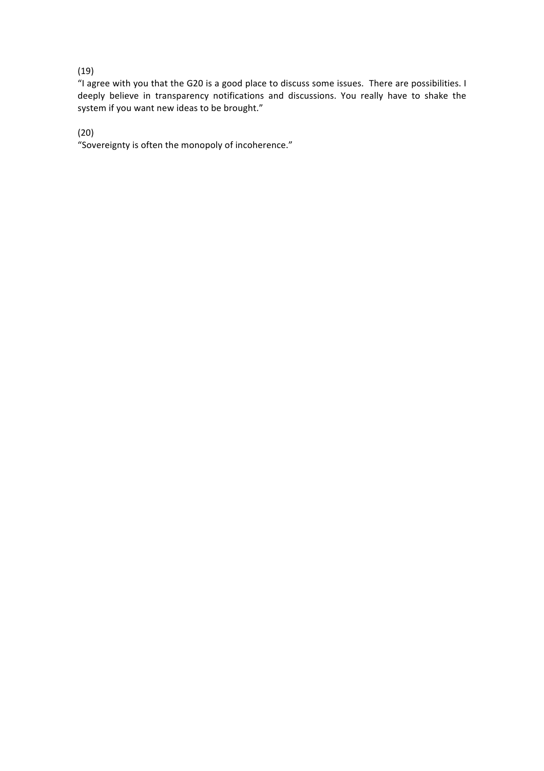(19)

"I agree with you that the G20 is a good place to discuss some issues. There are possibilities. I deeply believe in transparency notifications and discussions. You really have to shake the system if you want new ideas to be brought."

(20)

"Sovereignty is often the monopoly of incoherence."